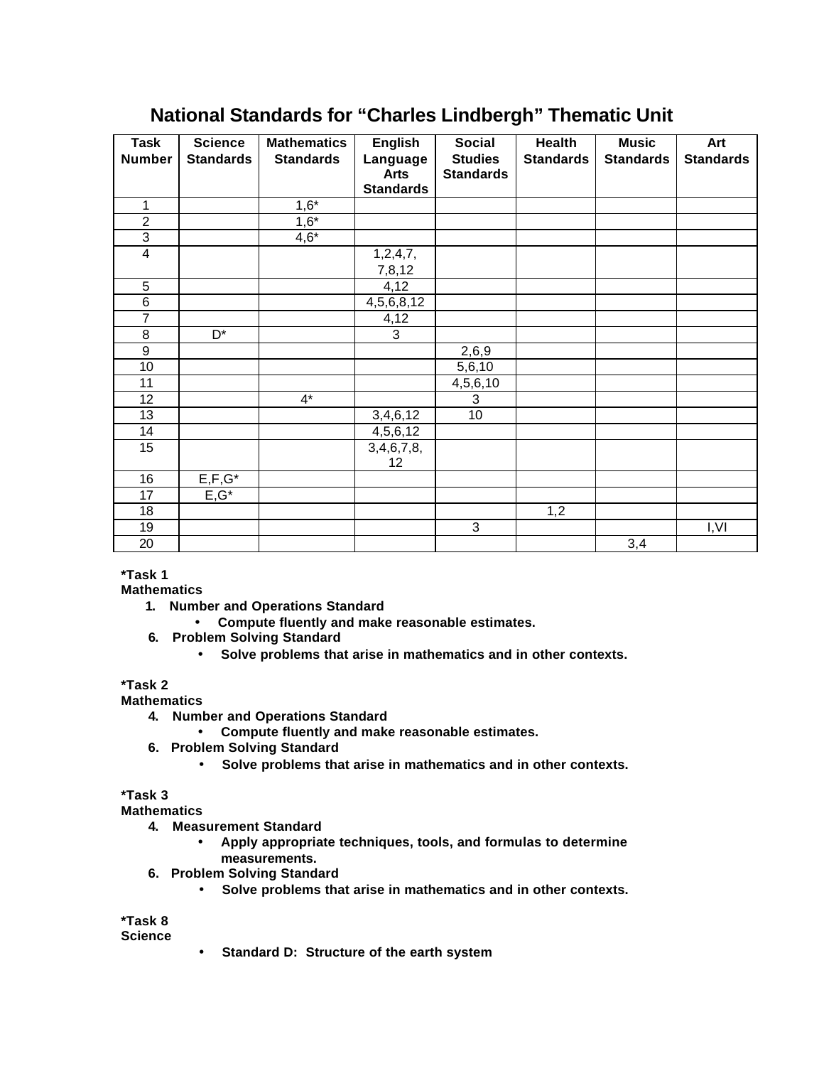# National Standards for “Charles Lindbergh” Thematic Unit

| Task Number | Science Standards | Mathematics Standards | English Language Arts Standards | Social Studies Standards | Health Standards | Music Standards | Art Standards |
|---|---|---|---|---|---|---|---|
| 1 | | 1,6* | | | | | |
| 2 | | 1,6* | | | | | |
| 3 | | 4,6* | | | | | |
| 4 | | | 1,2,4,7, 7,8,12 | | | | |
| 5 | | | 4,12 | | | | |
| 6 | | | 4,5,6,8,12 | | | | |
| 7 | | | 4,12 | | | | |
| 8 | D* | | 3 | | | | |
| 9 | | | | 2,6,9 | | | |
| 10 | | | | 5,6,10 | | | |
| 11 | | | | 4,5,6,10 | | | |
| 12 | | 4* | | 3 | | | |
| 13 | | | 3,4,6,12 | 10 | | | |
| 14 | | | 4,5,6,12 | | | | |
| 15 | | | 3,4,6,7,8, 12 | | | | |
| 16 | E,F,G* | | | | | | |
| 17 | E,G* | | | | | | |
| 18 | | | | | 1,2 | | |
| 19 | | | | 3 | | | I,VI |
| 20 | | | | | | 3,4 | |

**\*Task 1**
**Mathematics**

1. **Number and Operations Standard**
   - **Compute fluently and make reasonable estimates.**
6. **Problem Solving Standard**
   - **Solve problems that arise in mathematics and in other contexts.**

**\*Task 2**
**Mathematics**

4. **Number and Operations Standard**
   - **Compute fluently and make reasonable estimates.**
6. **Problem Solving Standard**
   - **Solve problems that arise in mathematics and in other contexts.**

**\*Task 3**
**Mathematics**

4. **Measurement Standard**
   - **Apply appropriate techniques, tools, and formulas to determine measurements.**
6. **Problem Solving Standard**
   - **Solve problems that arise in mathematics and in other contexts.**

**\*Task 8**
**Science**

- **Standard D: Structure of the earth system**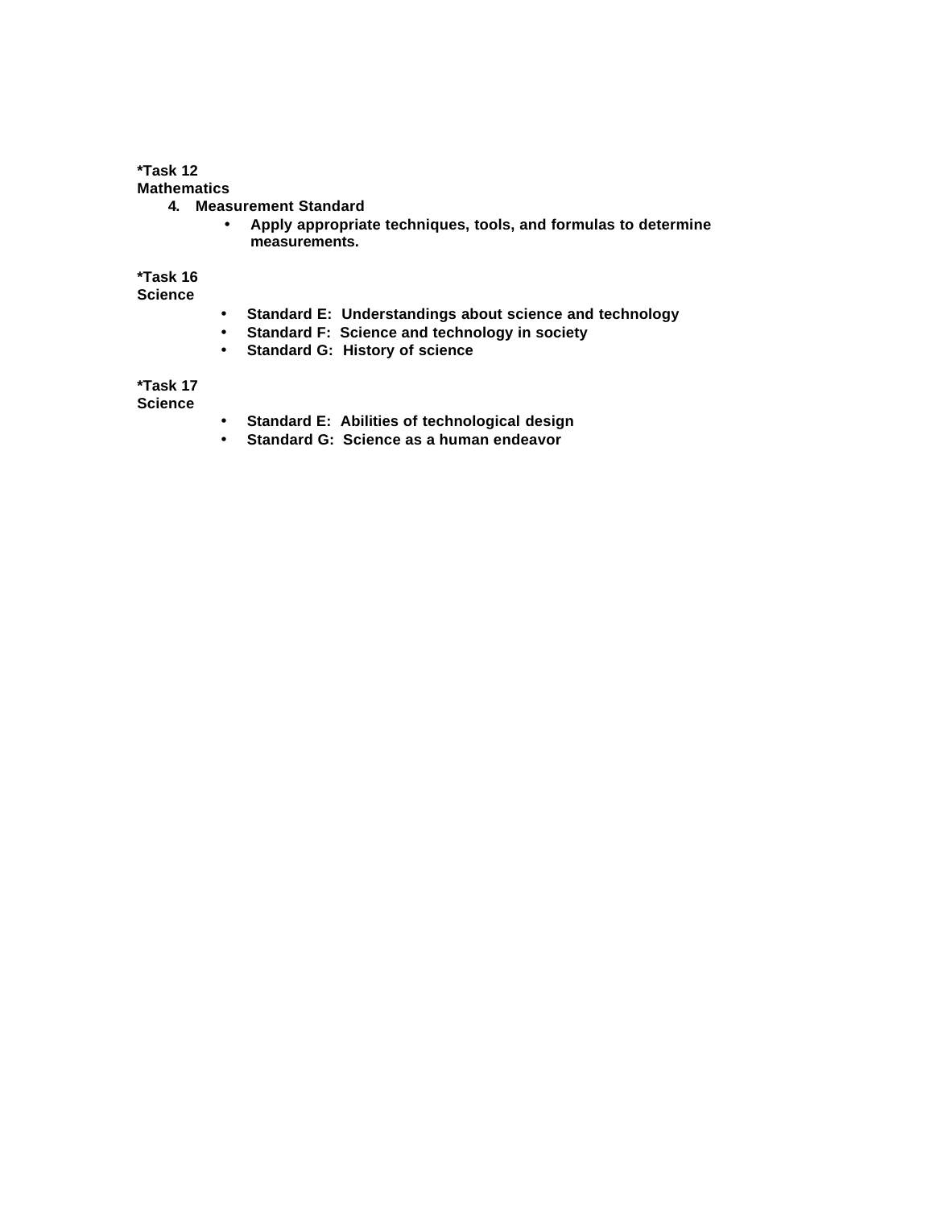**\*Task 12**
**Mathematics**

4. **Measurement Standard**
    - **Apply appropriate techniques, tools, and formulas to determine measurements.**

**\*Task 16**
**Science**

- **Standard E: Understandings about science and technology**
- **Standard F: Science and technology in society**
- **Standard G: History of science**

**\*Task 17**
**Science**

- **Standard E: Abilities of technological design**
- **Standard G: Science as a human endeavor**